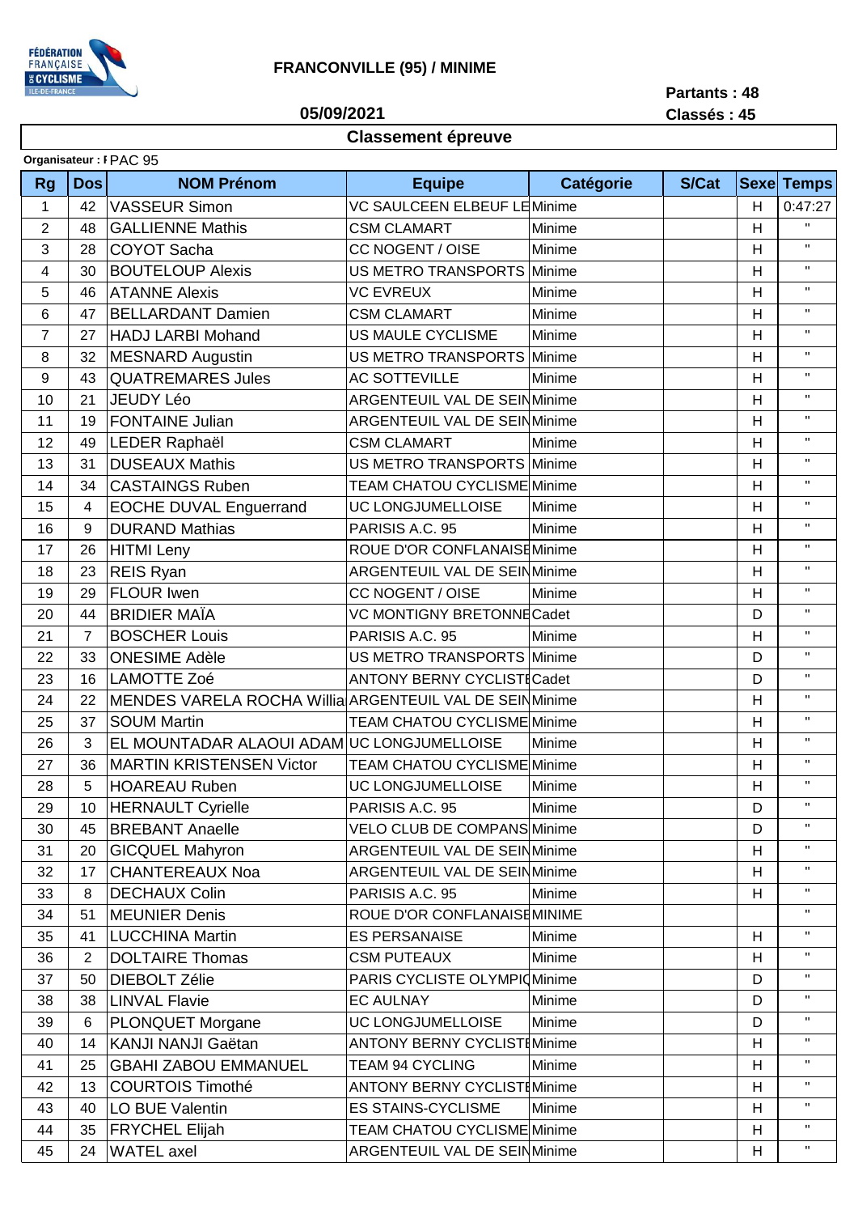FÉDÉRATION FRANÇAISE DE CYCLISME ILE-DE-FRANCE

# FRANCONVILLE (95) / MINIME

**05/09/2021**

**Partants : 48**
**Classés : 45**

## Classement épreuve

**Organisateur : I** PAC 95

| Rg | Dos | NOM Prénom | Equipe | Catégorie | S/Cat | Sexe | Temps |
|---|---|---|---|---|---|---|---|
| 1 | 42 | VASSEUR Simon | VC SAULCEEN ELBEUF LE | Minime | | H | 0:47:27 |
| 2 | 48 | GALLIENNE Mathis | CSM CLAMART | Minime | | H | " |
| 3 | 28 | COYOT Sacha | CC NOGENT / OISE | Minime | | H | " |
| 4 | 30 | BOUTELOUP Alexis | US METRO TRANSPORTS | Minime | | H | " |
| 5 | 46 | ATANNE Alexis | VC EVREUX | Minime | | H | " |
| 6 | 47 | BELLARDANT Damien | CSM CLAMART | Minime | | H | " |
| 7 | 27 | HADJ LARBI Mohand | US MAULE CYCLISME | Minime | | H | " |
| 8 | 32 | MESNARD Augustin | US METRO TRANSPORTS | Minime | | H | " |
| 9 | 43 | QUATREMARES Jules | AC SOTTEVILLE | Minime | | H | " |
| 10 | 21 | JEUDY Léo | ARGENTEUIL VAL DE SEIN | Minime | | H | " |
| 11 | 19 | FONTAINE Julian | ARGENTEUIL VAL DE SEIN | Minime | | H | " |
| 12 | 49 | LEDER Raphaël | CSM CLAMART | Minime | | H | " |
| 13 | 31 | DUSEAUX Mathis | US METRO TRANSPORTS | Minime | | H | " |
| 14 | 34 | CASTAINGS Ruben | TEAM CHATOU CYCLISME | Minime | | H | " |
| 15 | 4 | EOCHE DUVAL Enguerrand | UC LONGJUMELLOISE | Minime | | H | " |
| 16 | 9 | DURAND Mathias | PARISIS A.C. 95 | Minime | | H | " |
| 17 | 26 | HITMI Leny | ROUE D'OR CONFLANAISE | Minime | | H | " |
| 18 | 23 | REIS Ryan | ARGENTEUIL VAL DE SEIN | Minime | | H | " |
| 19 | 29 | FLOUR Iwen | CC NOGENT / OISE | Minime | | H | " |
| 20 | 44 | BRIDIER MAÏA | VC MONTIGNY BRETONNE | Cadet | | D | " |
| 21 | 7 | BOSCHER Louis | PARISIS A.C. 95 | Minime | | H | " |
| 22 | 33 | ONESIME Adèle | US METRO TRANSPORTS | Minime | | D | " |
| 23 | 16 | LAMOTTE Zoé | ANTONY BERNY CYCLISTE | Cadet | | D | " |
| 24 | 22 | MENDES VARELA ROCHA Willia | ARGENTEUIL VAL DE SEIN | Minime | | H | " |
| 25 | 37 | SOUM Martin | TEAM CHATOU CYCLISME | Minime | | H | " |
| 26 | 3 | EL MOUNTADAR ALAOUI ADAM | UC LONGJUMELLOISE | Minime | | H | " |
| 27 | 36 | MARTIN KRISTENSEN Victor | TEAM CHATOU CYCLISME | Minime | | H | " |
| 28 | 5 | HOAREAU Ruben | UC LONGJUMELLOISE | Minime | | H | " |
| 29 | 10 | HERNAULT Cyrielle | PARISIS A.C. 95 | Minime | | D | " |
| 30 | 45 | BREBANT Anaelle | VELO CLUB DE COMPANS | Minime | | D | " |
| 31 | 20 | GICQUEL Mahyron | ARGENTEUIL VAL DE SEIN | Minime | | H | " |
| 32 | 17 | CHANTEREAUX Noa | ARGENTEUIL VAL DE SEIN | Minime | | H | " |
| 33 | 8 | DECHAUX Colin | PARISIS A.C. 95 | Minime | | H | " |
| 34 | 51 | MEUNIER Denis | ROUE D'OR CONFLANAISE | MINIME | | | " |
| 35 | 41 | LUCCHINA Martin | ES PERSANAISE | Minime | | H | " |
| 36 | 2 | DOLTAIRE Thomas | CSM PUTEAUX | Minime | | H | " |
| 37 | 50 | DIEBOLT Zélie | PARIS CYCLISTE OLYMPIC | Minime | | D | " |
| 38 | 38 | LINVAL Flavie | EC AULNAY | Minime | | D | " |
| 39 | 6 | PLONQUET Morgane | UC LONGJUMELLOISE | Minime | | D | " |
| 40 | 14 | KANJI NANJI Gaëtan | ANTONY BERNY CYCLISTE | Minime | | H | " |
| 41 | 25 | GBAHI ZABOU EMMANUEL | TEAM 94 CYCLING | Minime | | H | " |
| 42 | 13 | COURTOIS Timothé | ANTONY BERNY CYCLISTE | Minime | | H | " |
| 43 | 40 | LO BUE Valentin | ES STAINS-CYCLISME | Minime | | H | " |
| 44 | 35 | FRYCHEL Elijah | TEAM CHATOU CYCLISME | Minime | | H | " |
| 45 | 24 | WATEL axel | ARGENTEUIL VAL DE SEIN | Minime | | H | " |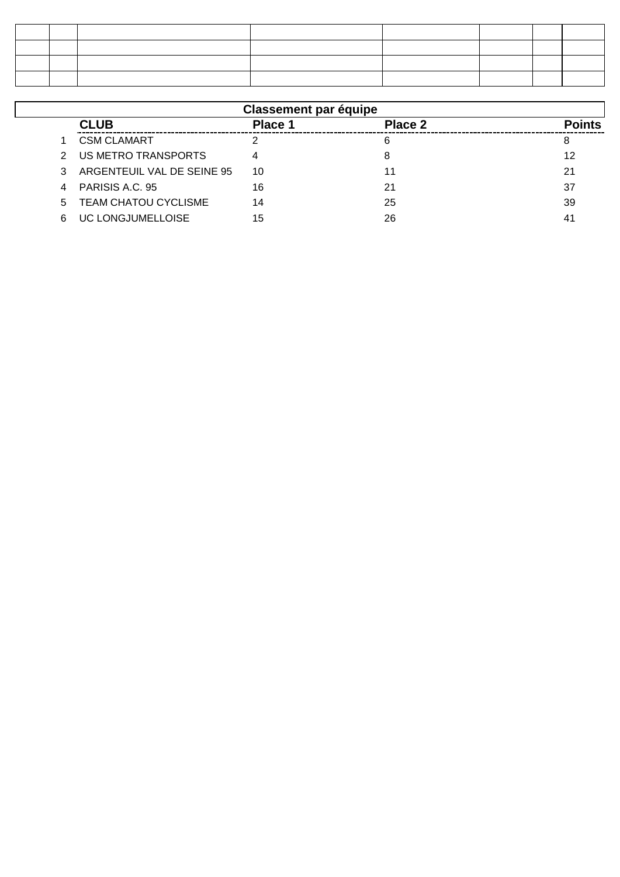| | | | | | | | |
|---|---|---|---|---|---|---|---|
| | | | | | | | |
| | | | | | | | |
| | | | | | | | |
| | | | | | | | |

**Classement par équipe**

| | CLUB | Place 1 | Place 2 | Points |
|---|---|---|---|---|
| 1 | CSM CLAMART | 2 | 6 | 8 |
| 2 | US METRO TRANSPORTS | 4 | 8 | 12 |
| 3 | ARGENTEUIL VAL DE SEINE 95 | 10 | 11 | 21 |
| 4 | PARISIS A.C. 95 | 16 | 21 | 37 |
| 5 | TEAM CHATOU CYCLISME | 14 | 25 | 39 |
| 6 | UC LONGJUMELLOISE | 15 | 26 | 41 |